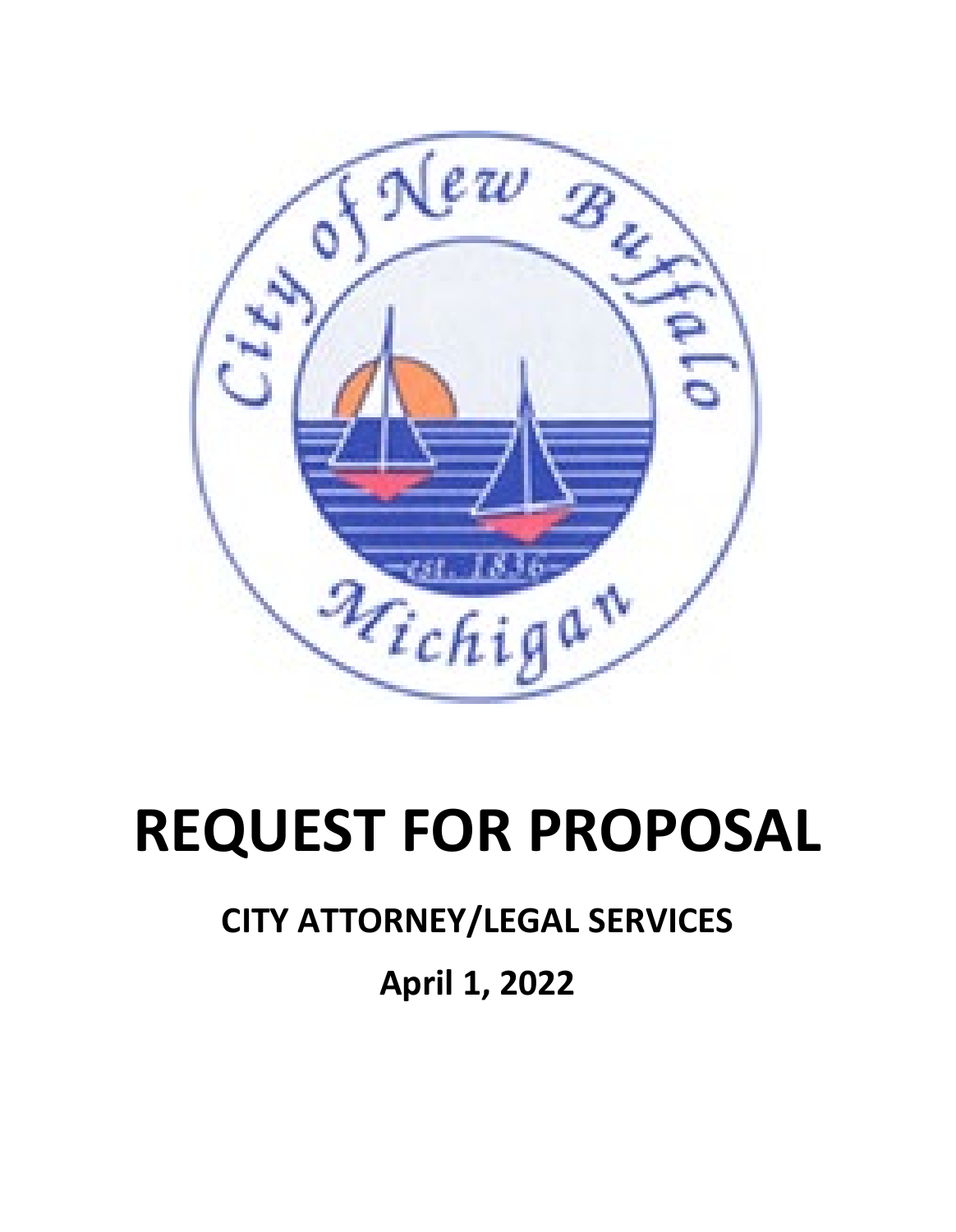# REQUEST FOR PROPOSAL

## CITY ATTORNEY/LEGAL SERVICES

## April 1, 2022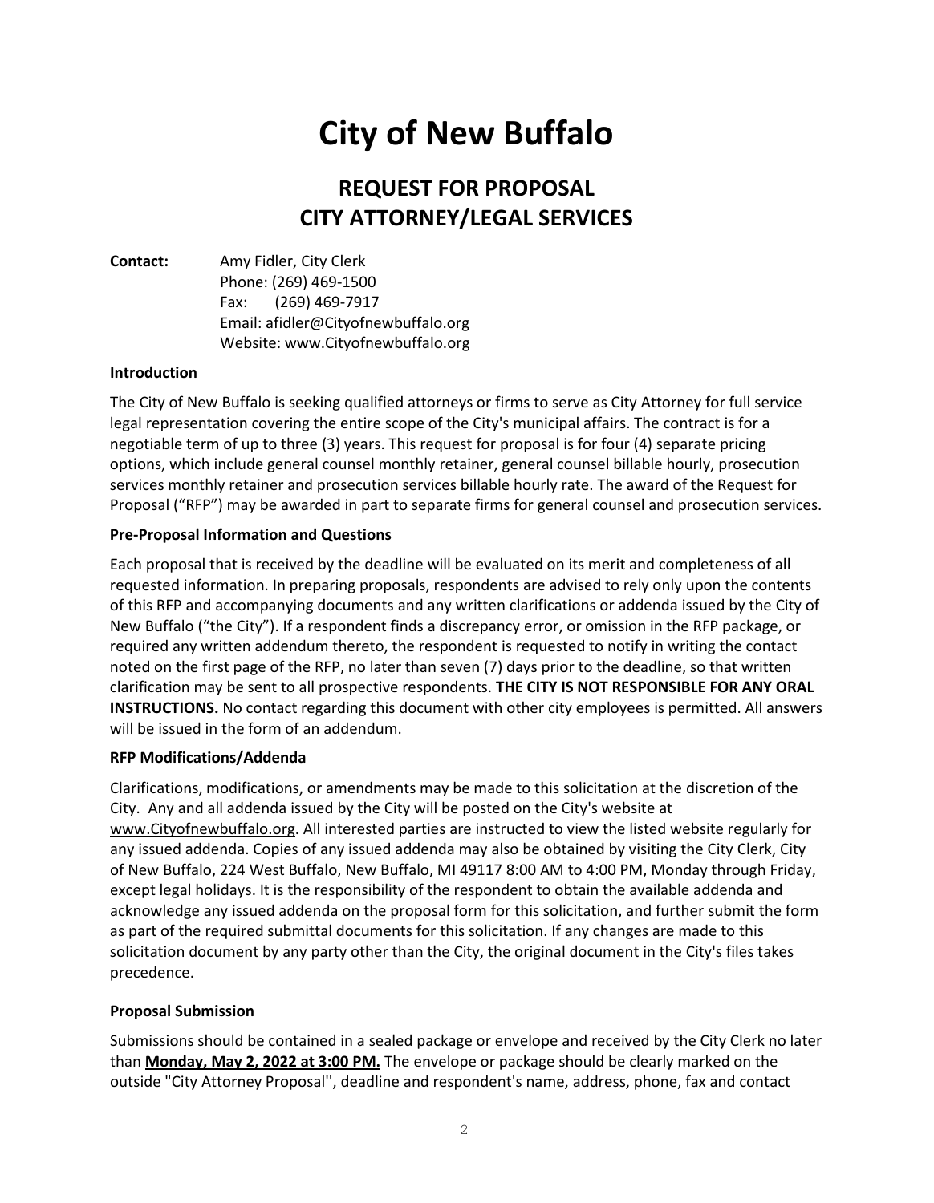# City of New Buffalo

## REQUEST FOR PROPOSAL
## CITY ATTORNEY/LEGAL SERVICES

**Contact:** Amy Fidler, City Clerk
Phone: (269) 469-1500
Fax: (269) 469-7917
Email: afidler@Cityofnewbuffalo.org
Website: www.Cityofnewbuffalo.org

**Introduction**

The City of New Buffalo is seeking qualified attorneys or firms to serve as City Attorney for full service legal representation covering the entire scope of the City's municipal affairs. The contract is for a negotiable term of up to three (3) years. This request for proposal is for four (4) separate pricing options, which include general counsel monthly retainer, general counsel billable hourly, prosecution services monthly retainer and prosecution services billable hourly rate. The award of the Request for Proposal ("RFP") may be awarded in part to separate firms for general counsel and prosecution services.

**Pre-Proposal Information and Questions**

Each proposal that is received by the deadline will be evaluated on its merit and completeness of all requested information. In preparing proposals, respondents are advised to rely only upon the contents of this RFP and accompanying documents and any written clarifications or addenda issued by the City of New Buffalo ("the City"). If a respondent finds a discrepancy error, or omission in the RFP package, or required any written addendum thereto, the respondent is requested to notify in writing the contact noted on the first page of the RFP, no later than seven (7) days prior to the deadline, so that written clarification may be sent to all prospective respondents. **THE CITY IS NOT RESPONSIBLE FOR ANY ORAL INSTRUCTIONS.** No contact regarding this document with other city employees is permitted. All answers will be issued in the form of an addendum.

**RFP Modifications/Addenda**

Clarifications, modifications, or amendments may be made to this solicitation at the discretion of the City. Any and all addenda issued by the City will be posted on the City's website at www.Cityofnewbuffalo.org. All interested parties are instructed to view the listed website regularly for any issued addenda. Copies of any issued addenda may also be obtained by visiting the City Clerk, City of New Buffalo, 224 West Buffalo, New Buffalo, MI 49117 8:00 AM to 4:00 PM, Monday through Friday, except legal holidays. It is the responsibility of the respondent to obtain the available addenda and acknowledge any issued addenda on the proposal form for this solicitation, and further submit the form as part of the required submittal documents for this solicitation. If any changes are made to this solicitation document by any party other than the City, the original document in the City's files takes precedence.

**Proposal Submission**

Submissions should be contained in a sealed package or envelope and received by the City Clerk no later than **Monday, May 2, 2022 at 3:00 PM.** The envelope or package should be clearly marked on the outside "City Attorney Proposal'', deadline and respondent's name, address, phone, fax and contact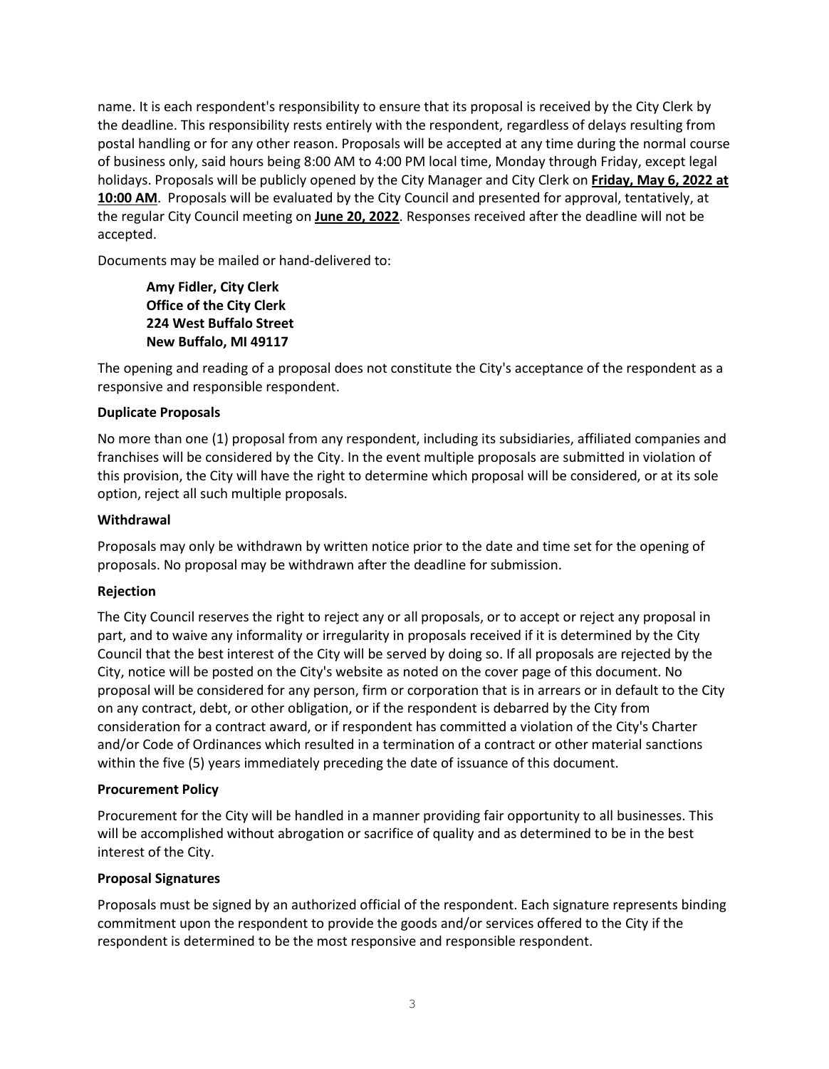name. It is each respondent's responsibility to ensure that its proposal is received by the City Clerk by the deadline. This responsibility rests entirely with the respondent, regardless of delays resulting from postal handling or for any other reason. Proposals will be accepted at any time during the normal course of business only, said hours being 8:00 AM to 4:00 PM local time, Monday through Friday, except legal holidays. Proposals will be publicly opened by the City Manager and City Clerk on **Friday, May 6, 2022 at 10:00 AM**. Proposals will be evaluated by the City Council and presented for approval, tentatively, at the regular City Council meeting on **June 20, 2022**. Responses received after the deadline will not be accepted.

Documents may be mailed or hand-delivered to:

> **Amy Fidler, City Clerk**
> **Office of the City Clerk**
> **224 West Buffalo Street**
> **New Buffalo, MI 49117**

The opening and reading of a proposal does not constitute the City's acceptance of the respondent as a responsive and responsible respondent.

**Duplicate Proposals**

No more than one (1) proposal from any respondent, including its subsidiaries, affiliated companies and franchises will be considered by the City. In the event multiple proposals are submitted in violation of this provision, the City will have the right to determine which proposal will be considered, or at its sole option, reject all such multiple proposals.

**Withdrawal**

Proposals may only be withdrawn by written notice prior to the date and time set for the opening of proposals. No proposal may be withdrawn after the deadline for submission.

**Rejection**

The City Council reserves the right to reject any or all proposals, or to accept or reject any proposal in part, and to waive any informality or irregularity in proposals received if it is determined by the City Council that the best interest of the City will be served by doing so. If all proposals are rejected by the City, notice will be posted on the City's website as noted on the cover page of this document. No proposal will be considered for any person, firm or corporation that is in arrears or in default to the City on any contract, debt, or other obligation, or if the respondent is debarred by the City from consideration for a contract award, or if respondent has committed a violation of the City's Charter and/or Code of Ordinances which resulted in a termination of a contract or other material sanctions within the five (5) years immediately preceding the date of issuance of this document.

**Procurement Policy**

Procurement for the City will be handled in a manner providing fair opportunity to all businesses. This will be accomplished without abrogation or sacrifice of quality and as determined to be in the best interest of the City.

**Proposal Signatures**

Proposals must be signed by an authorized official of the respondent. Each signature represents binding commitment upon the respondent to provide the goods and/or services offered to the City if the respondent is determined to be the most responsive and responsible respondent.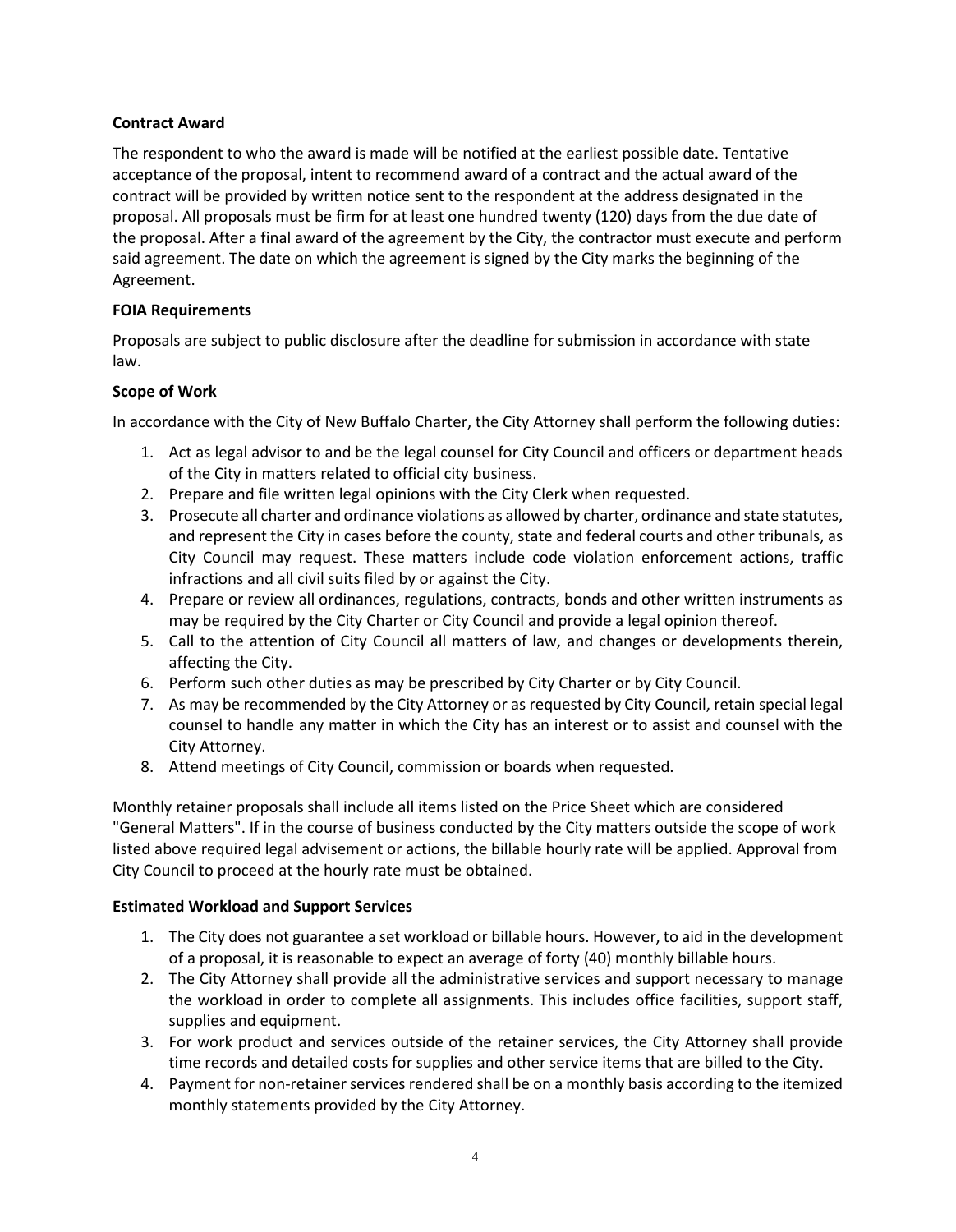**Contract Award**

The respondent to who the award is made will be notified at the earliest possible date. Tentative acceptance of the proposal, intent to recommend award of a contract and the actual award of the contract will be provided by written notice sent to the respondent at the address designated in the proposal. All proposals must be firm for at least one hundred twenty (120) days from the due date of the proposal. After a final award of the agreement by the City, the contractor must execute and perform said agreement. The date on which the agreement is signed by the City marks the beginning of the Agreement.

**FOIA Requirements**

Proposals are subject to public disclosure after the deadline for submission in accordance with state law.

**Scope of Work**

In accordance with the City of New Buffalo Charter, the City Attorney shall perform the following duties:

1. Act as legal advisor to and be the legal counsel for City Council and officers or department heads of the City in matters related to official city business.
2. Prepare and file written legal opinions with the City Clerk when requested.
3. Prosecute all charter and ordinance violations as allowed by charter, ordinance and state statutes, and represent the City in cases before the county, state and federal courts and other tribunals, as City Council may request. These matters include code violation enforcement actions, traffic infractions and all civil suits filed by or against the City.
4. Prepare or review all ordinances, regulations, contracts, bonds and other written instruments as may be required by the City Charter or City Council and provide a legal opinion thereof.
5. Call to the attention of City Council all matters of law, and changes or developments therein, affecting the City.
6. Perform such other duties as may be prescribed by City Charter or by City Council.
7. As may be recommended by the City Attorney or as requested by City Council, retain special legal counsel to handle any matter in which the City has an interest or to assist and counsel with the City Attorney.
8. Attend meetings of City Council, commission or boards when requested.

Monthly retainer proposals shall include all items listed on the Price Sheet which are considered "General Matters". If in the course of business conducted by the City matters outside the scope of work listed above required legal advisement or actions, the billable hourly rate will be applied. Approval from City Council to proceed at the hourly rate must be obtained.

**Estimated Workload and Support Services**

1. The City does not guarantee a set workload or billable hours. However, to aid in the development of a proposal, it is reasonable to expect an average of forty (40) monthly billable hours.
2. The City Attorney shall provide all the administrative services and support necessary to manage the workload in order to complete all assignments. This includes office facilities, support staff, supplies and equipment.
3. For work product and services outside of the retainer services, the City Attorney shall provide time records and detailed costs for supplies and other service items that are billed to the City.
4. Payment for non-retainer services rendered shall be on a monthly basis according to the itemized monthly statements provided by the City Attorney.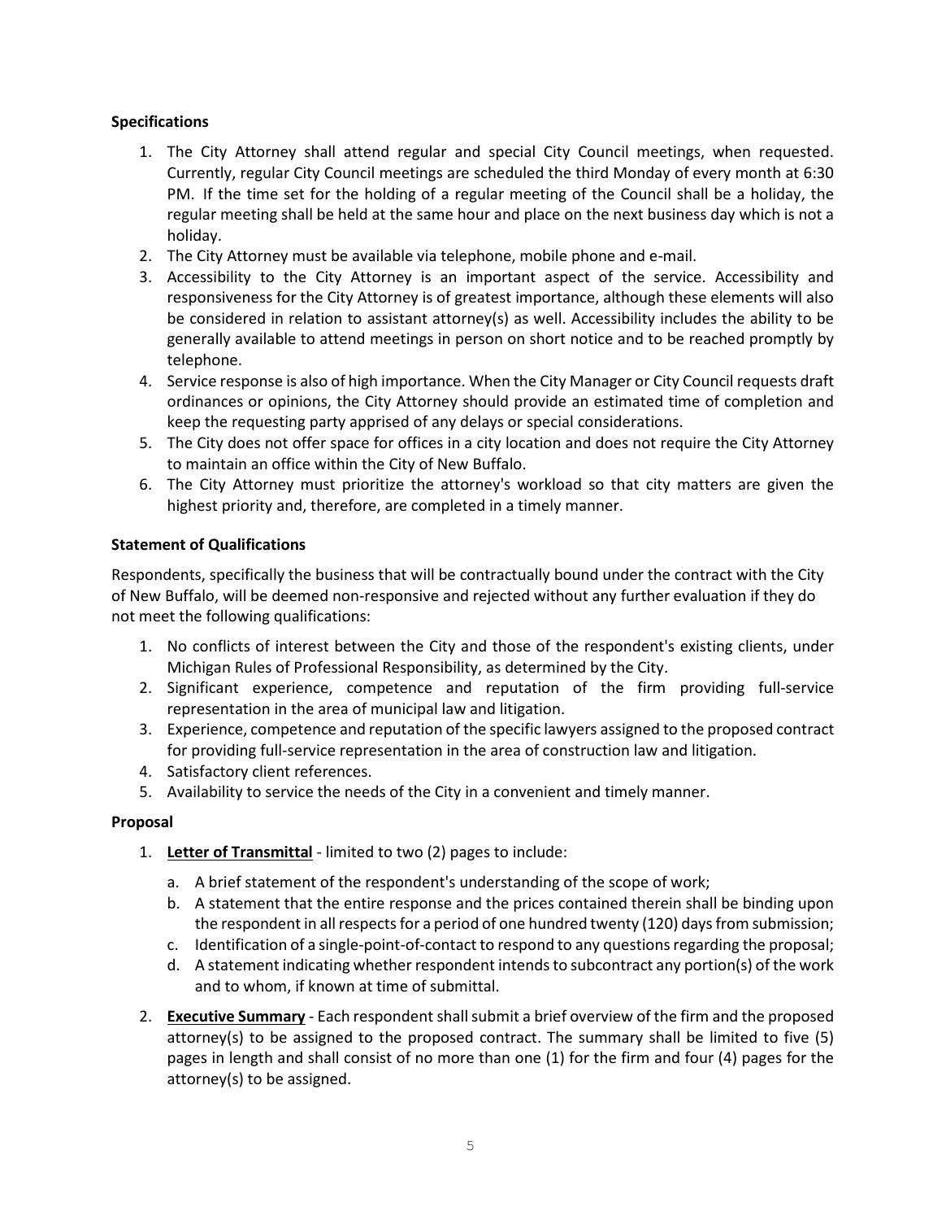**Specifications**

1. The City Attorney shall attend regular and special City Council meetings, when requested. Currently, regular City Council meetings are scheduled the third Monday of every month at 6:30 PM. If the time set for the holding of a regular meeting of the Council shall be a holiday, the regular meeting shall be held at the same hour and place on the next business day which is not a holiday.
2. The City Attorney must be available via telephone, mobile phone and e-mail.
3. Accessibility to the City Attorney is an important aspect of the service. Accessibility and responsiveness for the City Attorney is of greatest importance, although these elements will also be considered in relation to assistant attorney(s) as well. Accessibility includes the ability to be generally available to attend meetings in person on short notice and to be reached promptly by telephone.
4. Service response is also of high importance. When the City Manager or City Council requests draft ordinances or opinions, the City Attorney should provide an estimated time of completion and keep the requesting party apprised of any delays or special considerations.
5. The City does not offer space for offices in a city location and does not require the City Attorney to maintain an office within the City of New Buffalo.
6. The City Attorney must prioritize the attorney's workload so that city matters are given the highest priority and, therefore, are completed in a timely manner.

**Statement of Qualifications**

Respondents, specifically the business that will be contractually bound under the contract with the City of New Buffalo, will be deemed non-responsive and rejected without any further evaluation if they do not meet the following qualifications:

1. No conflicts of interest between the City and those of the respondent's existing clients, under Michigan Rules of Professional Responsibility, as determined by the City.
2. Significant experience, competence and reputation of the firm providing full-service representation in the area of municipal law and litigation.
3. Experience, competence and reputation of the specific lawyers assigned to the proposed contract for providing full-service representation in the area of construction law and litigation.
4. Satisfactory client references.
5. Availability to service the needs of the City in a convenient and timely manner.

**Proposal**

1. **Letter of Transmittal** - limited to two (2) pages to include:
   a. A brief statement of the respondent's understanding of the scope of work;
   b. A statement that the entire response and the prices contained therein shall be binding upon the respondent in all respects for a period of one hundred twenty (120) days from submission;
   c. Identification of a single-point-of-contact to respond to any questions regarding the proposal;
   d. A statement indicating whether respondent intends to subcontract any portion(s) of the work and to whom, if known at time of submittal.
2. **Executive Summary** - Each respondent shall submit a brief overview of the firm and the proposed attorney(s) to be assigned to the proposed contract. The summary shall be limited to five (5) pages in length and shall consist of no more than one (1) for the firm and four (4) pages for the attorney(s) to be assigned.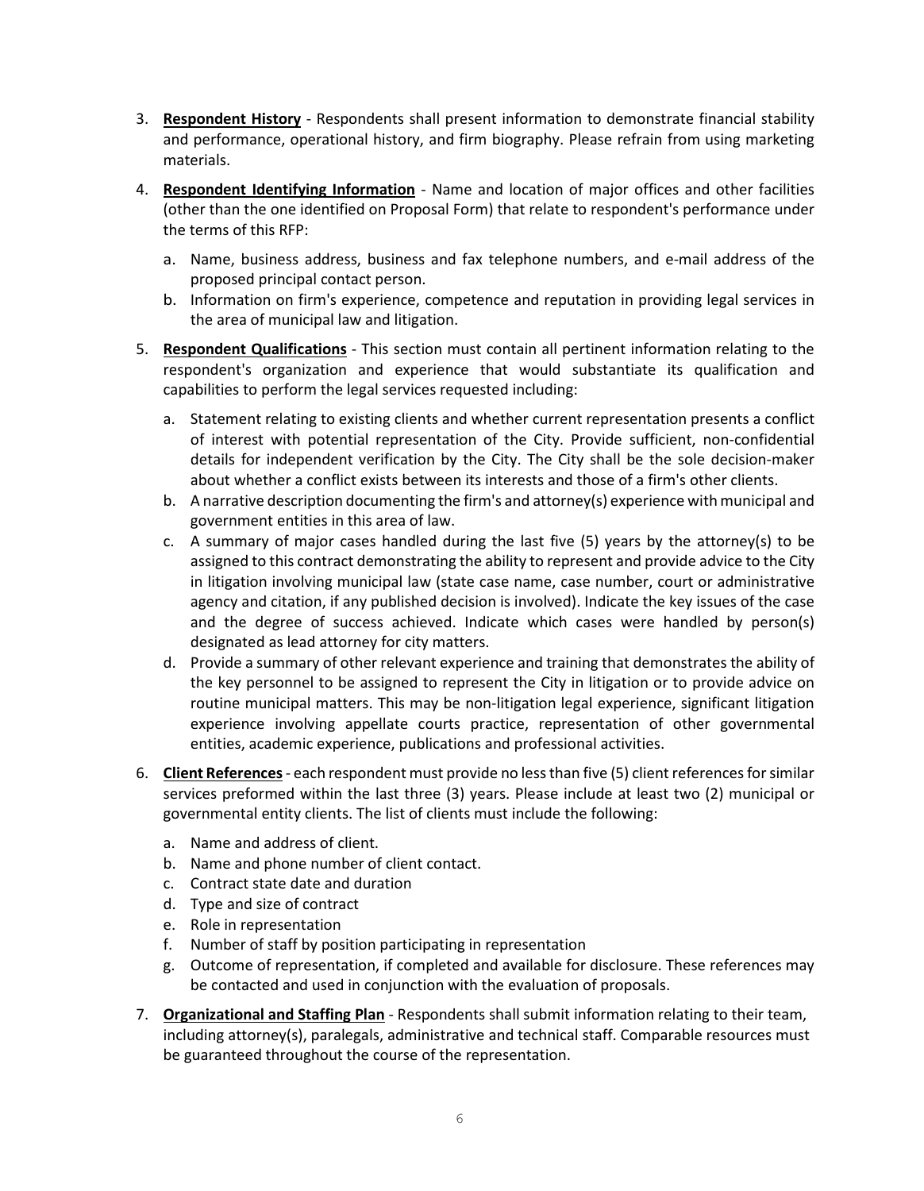3. **Respondent History** - Respondents shall present information to demonstrate financial stability and performance, operational history, and firm biography. Please refrain from using marketing materials.

4. **Respondent Identifying Information** - Name and location of major offices and other facilities (other than the one identified on Proposal Form) that relate to respondent's performance under the terms of this RFP:

   a. Name, business address, business and fax telephone numbers, and e-mail address of the proposed principal contact person.
   b. Information on firm's experience, competence and reputation in providing legal services in the area of municipal law and litigation.

5. **Respondent Qualifications** - This section must contain all pertinent information relating to the respondent's organization and experience that would substantiate its qualification and capabilities to perform the legal services requested including:

   a. Statement relating to existing clients and whether current representation presents a conflict of interest with potential representation of the City. Provide sufficient, non-confidential details for independent verification by the City. The City shall be the sole decision-maker about whether a conflict exists between its interests and those of a firm's other clients.
   b. A narrative description documenting the firm's and attorney(s) experience with municipal and government entities in this area of law.
   c. A summary of major cases handled during the last five (5) years by the attorney(s) to be assigned to this contract demonstrating the ability to represent and provide advice to the City in litigation involving municipal law (state case name, case number, court or administrative agency and citation, if any published decision is involved). Indicate the key issues of the case and the degree of success achieved. Indicate which cases were handled by person(s) designated as lead attorney for city matters.
   d. Provide a summary of other relevant experience and training that demonstrates the ability of the key personnel to be assigned to represent the City in litigation or to provide advice on routine municipal matters. This may be non-litigation legal experience, significant litigation experience involving appellate courts practice, representation of other governmental entities, academic experience, publications and professional activities.

6. **Client References** - each respondent must provide no less than five (5) client references for similar services preformed within the last three (3) years. Please include at least two (2) municipal or governmental entity clients. The list of clients must include the following:

   a. Name and address of client.
   b. Name and phone number of client contact.
   c. Contract state date and duration
   d. Type and size of contract
   e. Role in representation
   f. Number of staff by position participating in representation
   g. Outcome of representation, if completed and available for disclosure. These references may be contacted and used in conjunction with the evaluation of proposals.

7. **Organizational and Staffing Plan** - Respondents shall submit information relating to their team, including attorney(s), paralegals, administrative and technical staff. Comparable resources must be guaranteed throughout the course of the representation.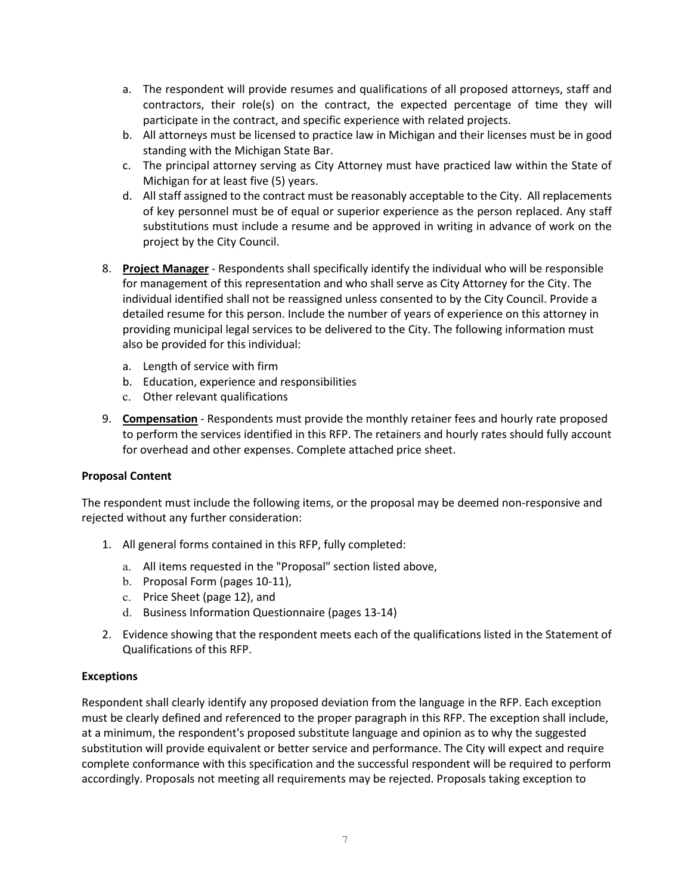a. The respondent will provide resumes and qualifications of all proposed attorneys, staff and contractors, their role(s) on the contract, the expected percentage of time they will participate in the contract, and specific experience with related projects.
   b. All attorneys must be licensed to practice law in Michigan and their licenses must be in good standing with the Michigan State Bar.
   c. The principal attorney serving as City Attorney must have practiced law within the State of Michigan for at least five (5) years.
   d. All staff assigned to the contract must be reasonably acceptable to the City. All replacements of key personnel must be of equal or superior experience as the person replaced. Any staff substitutions must include a resume and be approved in writing in advance of work on the project by the City Council.

8. **Project Manager** - Respondents shall specifically identify the individual who will be responsible for management of this representation and who shall serve as City Attorney for the City. The individual identified shall not be reassigned unless consented to by the City Council. Provide a detailed resume for this person. Include the number of years of experience on this attorney in providing municipal legal services to be delivered to the City. The following information must also be provided for this individual:
   a. Length of service with firm
   b. Education, experience and responsibilities
   c. Other relevant qualifications

9. **Compensation** - Respondents must provide the monthly retainer fees and hourly rate proposed to perform the services identified in this RFP. The retainers and hourly rates should fully account for overhead and other expenses. Complete attached price sheet.

**Proposal Content**

The respondent must include the following items, or the proposal may be deemed non-responsive and rejected without any further consideration:

1. All general forms contained in this RFP, fully completed:
   a. All items requested in the "Proposal" section listed above,
   b. Proposal Form (pages 10-11),
   c. Price Sheet (page 12), and
   d. Business Information Questionnaire (pages 13-14)
2. Evidence showing that the respondent meets each of the qualifications listed in the Statement of Qualifications of this RFP.

**Exceptions**

Respondent shall clearly identify any proposed deviation from the language in the RFP. Each exception must be clearly defined and referenced to the proper paragraph in this RFP. The exception shall include, at a minimum, the respondent's proposed substitute language and opinion as to why the suggested substitution will provide equivalent or better service and performance. The City will expect and require complete conformance with this specification and the successful respondent will be required to perform accordingly. Proposals not meeting all requirements may be rejected. Proposals taking exception to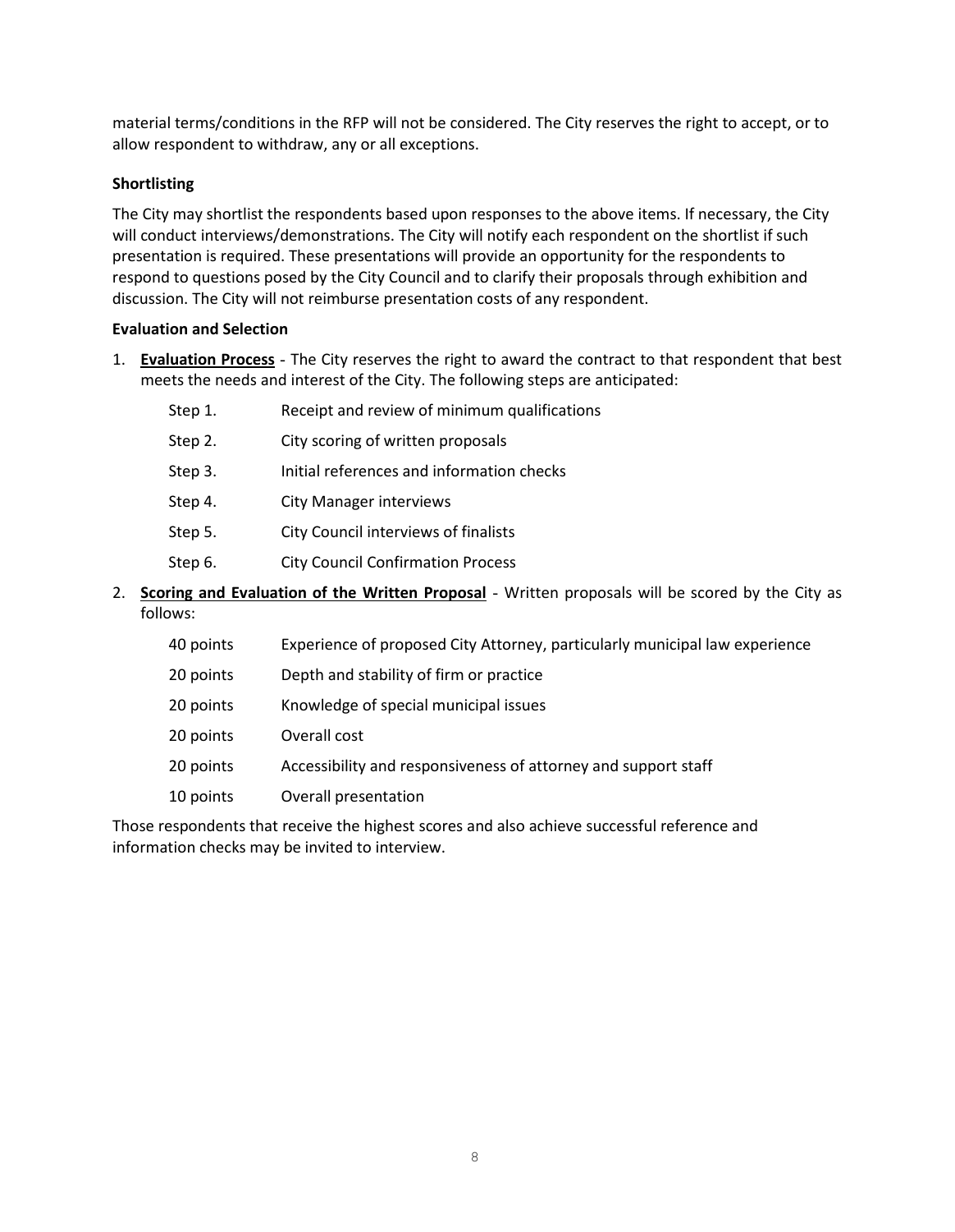material terms/conditions in the RFP will not be considered. The City reserves the right to accept, or to allow respondent to withdraw, any or all exceptions.

**Shortlisting**

The City may shortlist the respondents based upon responses to the above items. If necessary, the City will conduct interviews/demonstrations. The City will notify each respondent on the shortlist if such presentation is required. These presentations will provide an opportunity for the respondents to respond to questions posed by the City Council and to clarify their proposals through exhibition and discussion. The City will not reimburse presentation costs of any respondent.

**Evaluation and Selection**

1. **Evaluation Process** - The City reserves the right to award the contract to that respondent that best meets the needs and interest of the City. The following steps are anticipated:

   | | |
   |---|---|
   | Step 1. | Receipt and review of minimum qualifications |
   | Step 2. | City scoring of written proposals |
   | Step 3. | Initial references and information checks |
   | Step 4. | City Manager interviews |
   | Step 5. | City Council interviews of finalists |
   | Step 6. | City Council Confirmation Process |

2. **Scoring and Evaluation of the Written Proposal** - Written proposals will be scored by the City as follows:

   | | |
   |---|---|
   | 40 points | Experience of proposed City Attorney, particularly municipal law experience |
   | 20 points | Depth and stability of firm or practice |
   | 20 points | Knowledge of special municipal issues |
   | 20 points | Overall cost |
   | 20 points | Accessibility and responsiveness of attorney and support staff |
   | 10 points | Overall presentation |

Those respondents that receive the highest scores and also achieve successful reference and information checks may be invited to interview.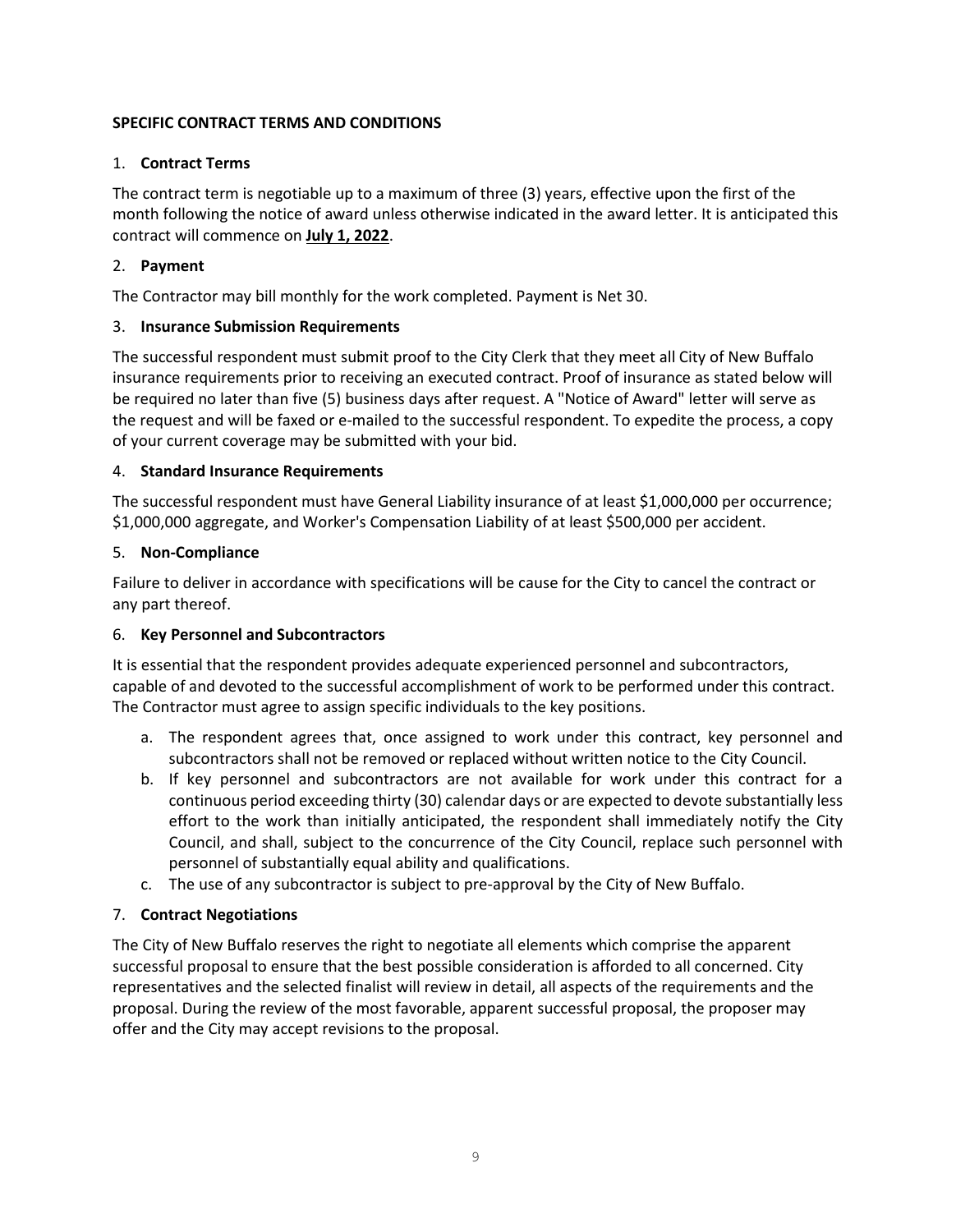## SPECIFIC CONTRACT TERMS AND CONDITIONS

1. **Contract Terms**

The contract term is negotiable up to a maximum of three (3) years, effective upon the first of the month following the notice of award unless otherwise indicated in the award letter. It is anticipated this contract will commence on **July 1, 2022**.

2. **Payment**

The Contractor may bill monthly for the work completed. Payment is Net 30.

3. **Insurance Submission Requirements**

The successful respondent must submit proof to the City Clerk that they meet all City of New Buffalo insurance requirements prior to receiving an executed contract. Proof of insurance as stated below will be required no later than five (5) business days after request. A "Notice of Award" letter will serve as the request and will be faxed or e-mailed to the successful respondent. To expedite the process, a copy of your current coverage may be submitted with your bid.

4. **Standard Insurance Requirements**

The successful respondent must have General Liability insurance of at least $1,000,000 per occurrence; $1,000,000 aggregate, and Worker's Compensation Liability of at least $500,000 per accident.

5. **Non-Compliance**

Failure to deliver in accordance with specifications will be cause for the City to cancel the contract or any part thereof.

6. **Key Personnel and Subcontractors**

It is essential that the respondent provides adequate experienced personnel and subcontractors, capable of and devoted to the successful accomplishment of work to be performed under this contract. The Contractor must agree to assign specific individuals to the key positions.

a. The respondent agrees that, once assigned to work under this contract, key personnel and subcontractors shall not be removed or replaced without written notice to the City Council.

b. If key personnel and subcontractors are not available for work under this contract for a continuous period exceeding thirty (30) calendar days or are expected to devote substantially less effort to the work than initially anticipated, the respondent shall immediately notify the City Council, and shall, subject to the concurrence of the City Council, replace such personnel with personnel of substantially equal ability and qualifications.

c. The use of any subcontractor is subject to pre-approval by the City of New Buffalo.

7. **Contract Negotiations**

The City of New Buffalo reserves the right to negotiate all elements which comprise the apparent successful proposal to ensure that the best possible consideration is afforded to all concerned. City representatives and the selected finalist will review in detail, all aspects of the requirements and the proposal. During the review of the most favorable, apparent successful proposal, the proposer may offer and the City may accept revisions to the proposal.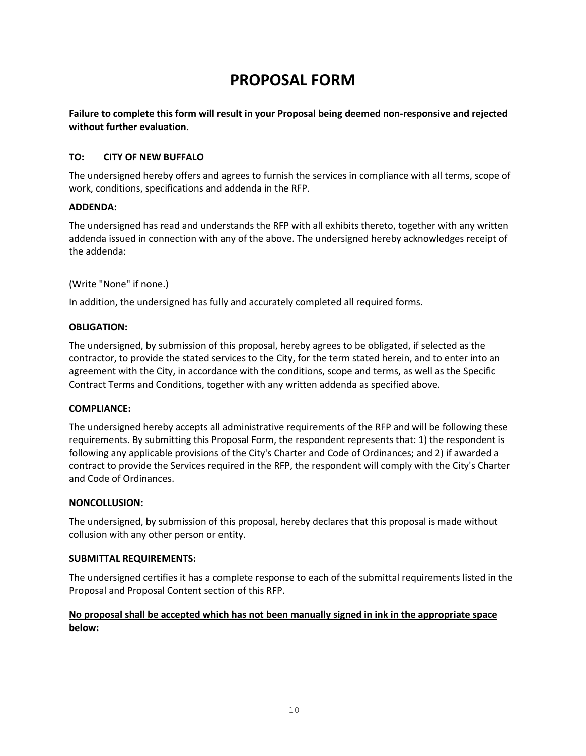# PROPOSAL FORM

**Failure to complete this form will result in your Proposal being deemed non-responsive and rejected without further evaluation.**

**TO: CITY OF NEW BUFFALO**

The undersigned hereby offers and agrees to furnish the services in compliance with all terms, scope of work, conditions, specifications and addenda in the RFP.

**ADDENDA:**

The undersigned has read and understands the RFP with all exhibits thereto, together with any written addenda issued in connection with any of the above. The undersigned hereby acknowledges receipt of the addenda:

___

(Write "None" if none.)

In addition, the undersigned has fully and accurately completed all required forms.

**OBLIGATION:**

The undersigned, by submission of this proposal, hereby agrees to be obligated, if selected as the contractor, to provide the stated services to the City, for the term stated herein, and to enter into an agreement with the City, in accordance with the conditions, scope and terms, as well as the Specific Contract Terms and Conditions, together with any written addenda as specified above.

**COMPLIANCE:**

The undersigned hereby accepts all administrative requirements of the RFP and will be following these requirements. By submitting this Proposal Form, the respondent represents that: 1) the respondent is following any applicable provisions of the City's Charter and Code of Ordinances; and 2) if awarded a contract to provide the Services required in the RFP, the respondent will comply with the City's Charter and Code of Ordinances.

**NONCOLLUSION:**

The undersigned, by submission of this proposal, hereby declares that this proposal is made without collusion with any other person or entity.

**SUBMITTAL REQUIREMENTS:**

The undersigned certifies it has a complete response to each of the submittal requirements listed in the Proposal and Proposal Content section of this RFP.

<u>**No proposal shall be accepted which has not been manually signed in ink in the appropriate space below:**</u>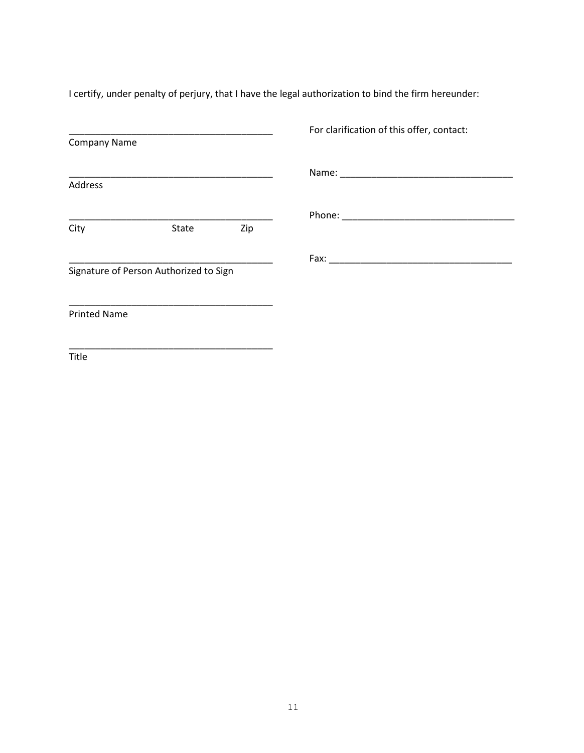I certify, under penalty of perjury, that I have the legal authorization to bind the firm hereunder:

_______________________________________
Company Name

_______________________________________
Address

_______________________________________
City                    State              Zip

_______________________________________
Signature of Person Authorized to Sign

_______________________________________
Printed Name

_______________________________________
Title

For clarification of this offer, contact:

Name: _________________________________

Phone: _________________________________

Fax: __________________________________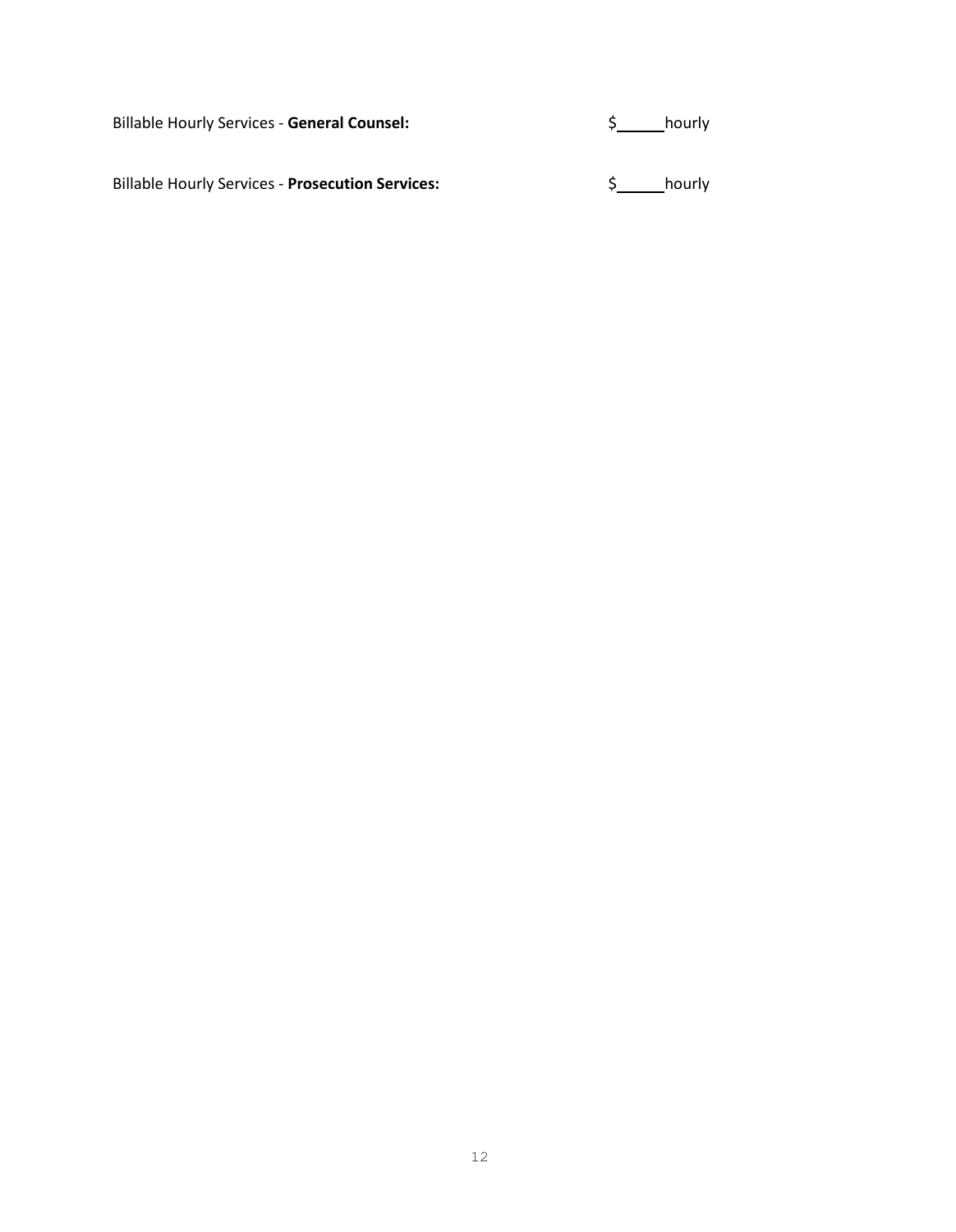Billable Hourly Services - **General Counsel:** $______ hourly

Billable Hourly Services - **Prosecution Services:** $______ hourly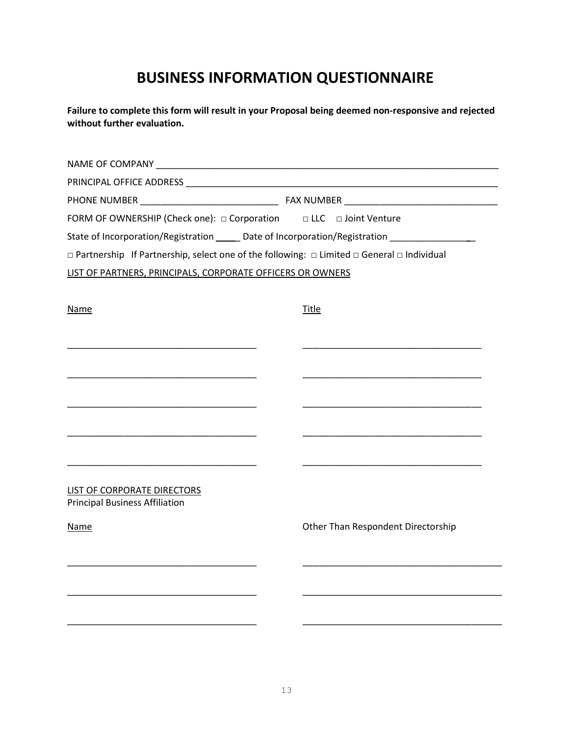# BUSINESS INFORMATION QUESTIONNAIRE

**Failure to complete this form will result in your Proposal being deemed non-responsive and rejected without further evaluation.**

NAME OF COMPANY ______________________________________________________________________

PRINCIPAL OFFICE ADDRESS _______________________________________________________________

PHONE NUMBER ___________________________ FAX NUMBER ______________________________

FORM OF OWNERSHIP (Check one): □ Corporation □ LLC □ Joint Venture

State of Incorporation/Registration _____ Date of Incorporation/Registration _________________

□ Partnership If Partnership, select one of the following: □ Limited □ General □ Individual

<u>LIST OF PARTNERS, PRINCIPALS, CORPORATE OFFICERS OR OWNERS</u>

| <u>Name</u> | <u>Title</u> |
|---|---|
| _____________________________________ | ___________________________________ |
| _____________________________________ | ___________________________________ |
| _____________________________________ | ___________________________________ |
| _____________________________________ | ___________________________________ |
| _____________________________________ | ___________________________________ |

<u>LIST OF CORPORATE DIRECTORS</u>
Principal Business Affiliation

| <u>Name</u> | Other Than Respondent Directorship |
|---|---|
| _____________________________________ | _______________________________________ |
| _____________________________________ | _______________________________________ |
| _____________________________________ | _______________________________________ |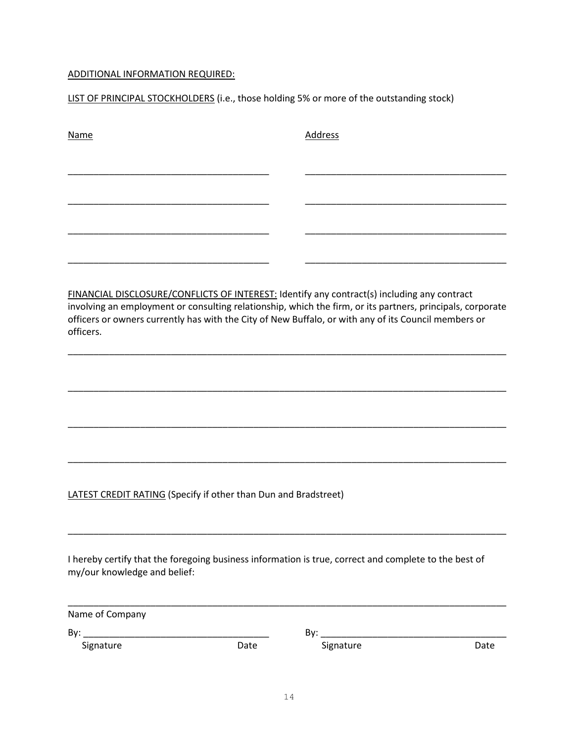ADDITIONAL INFORMATION REQUIRED:

LIST OF PRINCIPAL STOCKHOLDERS (i.e., those holding 5% or more of the outstanding stock)

| Name | Address |
| --- | --- |
| ______________________________________ | ______________________________________ |
| ______________________________________ | ______________________________________ |
| ______________________________________ | ______________________________________ |
| ______________________________________ | ______________________________________ |

FINANCIAL DISCLOSURE/CONFLICTS OF INTEREST: Identify any contract(s) including any contract involving an employment or consulting relationship, which the firm, or its partners, principals, corporate officers or owners currently has with the City of New Buffalo, or with any of its Council members or officers.

_____________________________________________________________________________________

_____________________________________________________________________________________

_____________________________________________________________________________________

_____________________________________________________________________________________

LATEST CREDIT RATING (Specify if other than Dun and Bradstreet)

_____________________________________________________________________________________

I hereby certify that the foregoing business information is true, correct and complete to the best of my/our knowledge and belief:

_____________________________________________________________________________________
Name of Company

By: ___________________________________ By: ___________________________________
Signature Date Signature Date